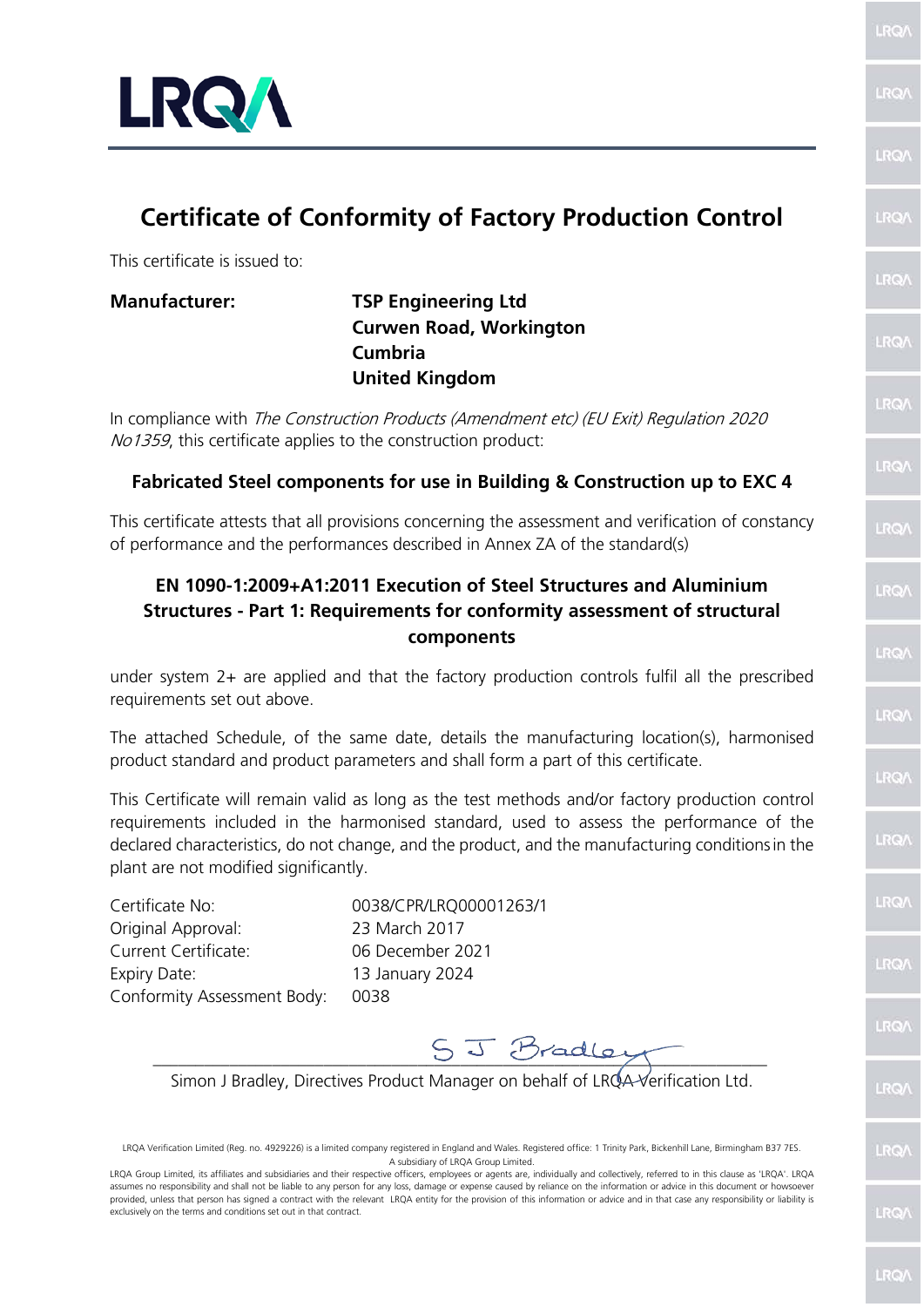LRQA

# Certificate of Conformity of Factory Production Control

This certificate is issued to:

**Manufacturer:** **TSP Engineering Ltd**
**Curwen Road, Workington**
**Cumbria**
**United Kingdom**

In compliance with *The Construction Products (Amendment etc) (EU Exit) Regulation 2020 No1359*, this certificate applies to the construction product:

**Fabricated Steel components for use in Building & Construction up to EXC 4**

This certificate attests that all provisions concerning the assessment and verification of constancy of performance and the performances described in Annex ZA of the standard(s)

**EN 1090-1:2009+A1:2011 Execution of Steel Structures and Aluminium Structures - Part 1: Requirements for conformity assessment of structural components**

under system 2+ are applied and that the factory production controls fulfil all the prescribed requirements set out above.

The attached Schedule, of the same date, details the manufacturing location(s), harmonised product standard and product parameters and shall form a part of this certificate.

This Certificate will remain valid as long as the test methods and/or factory production control requirements included in the harmonised standard, used to assess the performance of the declared characteristics, do not change, and the product, and the manufacturing conditions in the plant are not modified significantly.

Certificate No: 0038/CPR/LRQ00001263/1
Original Approval: 23 March 2017
Current Certificate: 06 December 2021
Expiry Date: 13 January 2024
Conformity Assessment Body: 0038

S J Bradley

Simon J Bradley, Directives Product Manager on behalf of LRQA Verification Ltd.

LRQA Verification Limited (Reg. no. 4929226) is a limited company registered in England and Wales. Registered office: 1 Trinity Park, Bickenhill Lane, Birmingham B37 7ES. A subsidiary of LRQA Group Limited.

LRQA Group Limited, its affiliates and subsidiaries and their respective officers, employees or agents are, individually and collectively, referred to in this clause as 'LRQA'. LRQA assumes no responsibility and shall not be liable to any person for any loss, damage or expense caused by reliance on the information or advice in this document or howsoever provided, unless that person has signed a contract with the relevant LRQA entity for the provision of this information or advice and in that case any responsibility or liability is exclusively on the terms and conditions set out in that contract.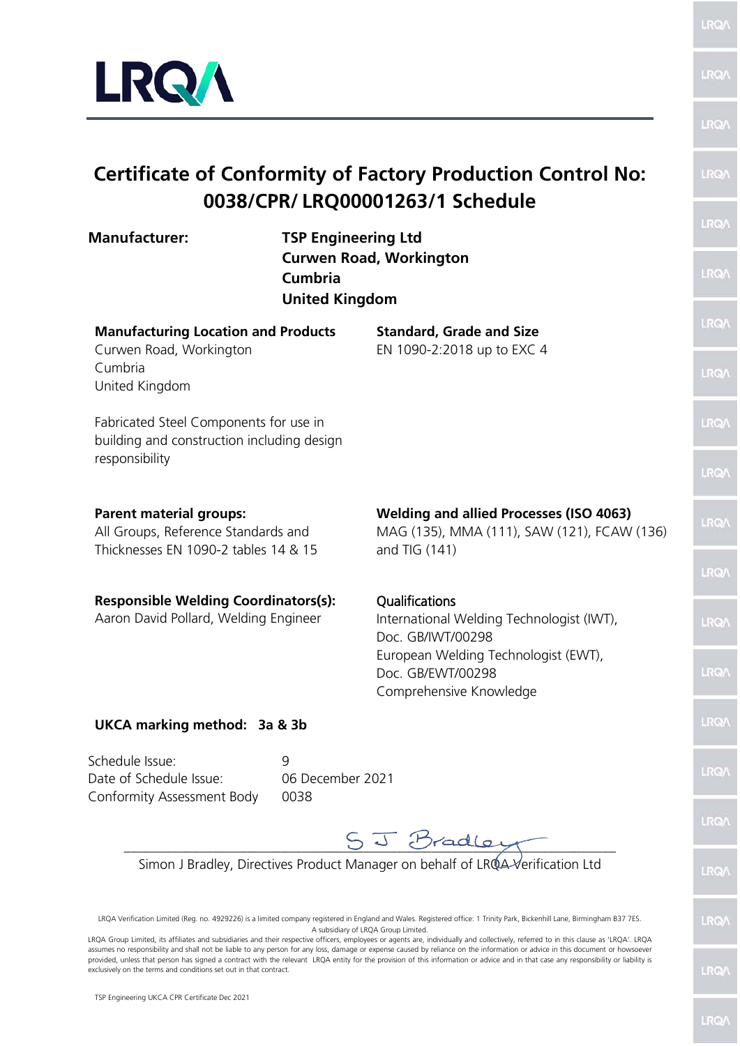# Certificate of Conformity of Factory Production Control No: 0038/CPR/ LRQ00001263/1 Schedule

**Manufacturer:** **TSP Engineering Ltd**
**Curwen Road, Workington**
**Cumbria**
**United Kingdom**

| **Manufacturing Location and Products** | **Standard, Grade and Size** |
|---|---|
| Curwen Road, Workington<br>Cumbria<br>United Kingdom<br><br>Fabricated Steel Components for use in building and construction including design responsibility | EN 1090-2:2018 up to EXC 4 |

| **Parent material groups:** | **Welding and allied Processes (ISO 4063)** |
|---|---|
| All Groups, Reference Standards and Thicknesses EN 1090-2 tables 14 & 15 | MAG (135), MMA (111), SAW (121), FCAW (136) and TIG (141) |

| **Responsible Welding Coordinators(s):** | **Qualifications** |
|---|---|
| Aaron David Pollard, Welding Engineer | International Welding Technologist (IWT), Doc. GB/IWT/00298<br>European Welding Technologist (EWT), Doc. GB/EWT/00298<br>Comprehensive Knowledge |

**UKCA marking method: 3a & 3b**

Schedule Issue: 9
Date of Schedule Issue: 06 December 2021
Conformity Assessment Body 0038

S J Bradley

Simon J Bradley, Directives Product Manager on behalf of LRQA Verification Ltd

LRQA Verification Limited (Reg. no. 4929226) is a limited company registered in England and Wales. Registered office: 1 Trinity Park, Bickenhill Lane, Birmingham B37 7ES. A subsidiary of LRQA Group Limited.
LRQA Group Limited, its affiliates and subsidiaries and their respective officers, employees or agents are, individually and collectively, referred to in this clause as 'LRQA'. LRQA assumes no responsibility and shall not be liable to any person for any loss, damage or expense caused by reliance on the information or advice in this document or howsoever provided, unless that person has signed a contract with the relevant LRQA entity for the provision of this information or advice and in that case any responsibility or liability is exclusively on the terms and conditions set out in that contract.

TSP Engineering UKCA CPR Certificate Dec 2021